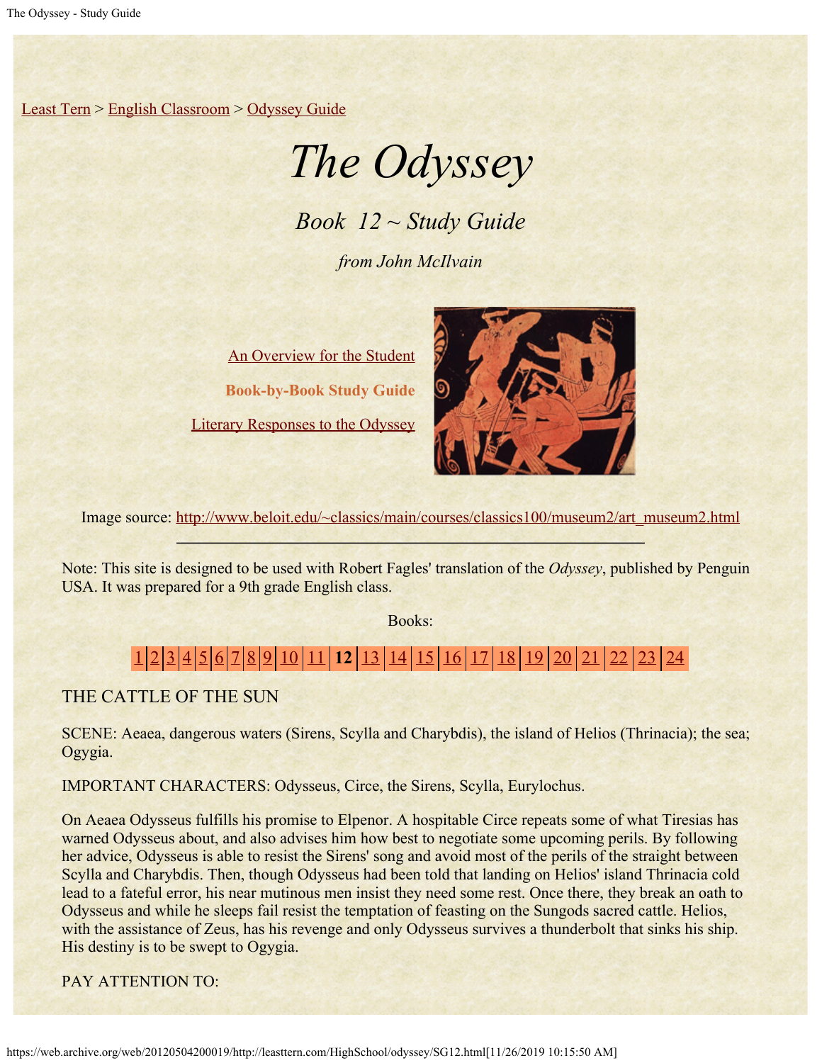Least Tern > English Classroom > Odyssey Guide

# *The Odyssey*

## *Book 12 ~ Study Guide*

*from John McIlvain*

An Overview for the Student

**Book-by-Book Study Guide**

Literary Responses to the Odyssey

Image source: http://www.beloit.edu/~classics/main/courses/classics100/museum2/art_museum2.html

---

Note: This site is designed to be used with Robert Fagles' translation of the *Odyssey*, published by Penguin USA. It was prepared for a 9th grade English class.

Books:

1 | 2 | 3 | 4 | 5 | 6 | 7 | 8 | 9 | 10 | 11 | **12** | 13 | 14 | 15 | 16 | 17 | 18 | 19 | 20 | 21 | 22 | 23 | 24

THE CATTLE OF THE SUN

SCENE: Aeaea, dangerous waters (Sirens, Scylla and Charybdis), the island of Helios (Thrinacia); the sea; Ogygia.

IMPORTANT CHARACTERS: Odysseus, Circe, the Sirens, Scylla, Eurylochus.

On Aeaea Odysseus fulfills his promise to Elpenor. A hospitable Circe repeats some of what Tiresias has warned Odysseus about, and also advises him how best to negotiate some upcoming perils. By following her advice, Odysseus is able to resist the Sirens' song and avoid most of the perils of the straight between Scylla and Charybdis. Then, though Odysseus had been told that landing on Helios' island Thrinacia cold lead to a fateful error, his near mutinous men insist they need some rest. Once there, they break an oath to Odysseus and while he sleeps fail resist the temptation of feasting on the Sungods sacred cattle. Helios, with the assistance of Zeus, has his revenge and only Odysseus survives a thunderbolt that sinks his ship. His destiny is to be swept to Ogygia.

PAY ATTENTION TO: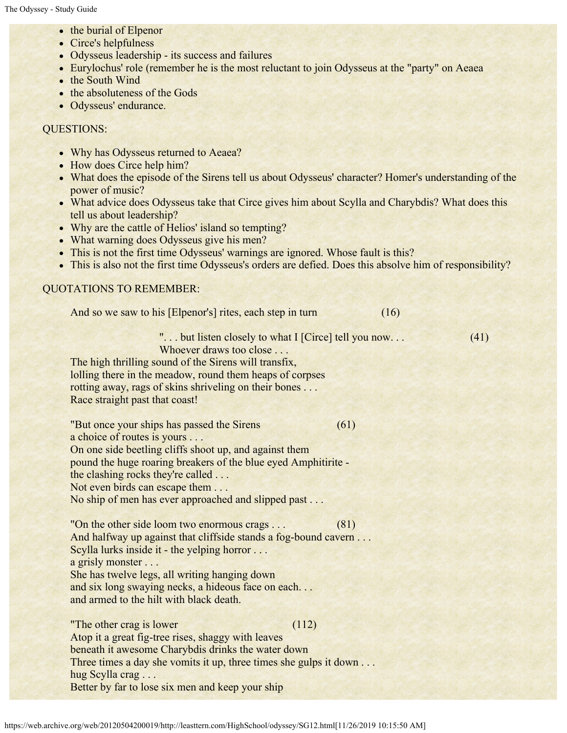- the burial of Elpenor
- Circe's helpfulness
- Odysseus leadership - its success and failures
- Eurylochus' role (remember he is the most reluctant to join Odysseus at the "party" on Aeaea
- the South Wind
- the absoluteness of the Gods
- Odysseus' endurance.

QUESTIONS:

- Why has Odysseus returned to Aeaea?
- How does Circe help him?
- What does the episode of the Sirens tell us about Odysseus' character? Homer's understanding of the power of music?
- What advice does Odysseus take that Circe gives him about Scylla and Charybdis? What does this tell us about leadership?
- Why are the cattle of Helios' island so tempting?
- What warning does Odysseus give his men?
- This is not the first time Odysseus' warnings are ignored. Whose fault is this?
- This is also not the first time Odysseus's orders are defied. Does this absolve him of responsibility?

QUOTATIONS TO REMEMBER:

And so we saw to his [Elpenor's] rites, each step in turn (16)

". . . but listen closely to what I [Circe] tell you now. . . (41)
Whoever draws too close . . .
The high thrilling sound of the Sirens will transfix,
lolling there in the meadow, round them heaps of corpses
rotting away, rags of skins shriveling on their bones . . .
Race straight past that coast!

"But once your ships has passed the Sirens (61)
a choice of routes is yours . . .
On one side beetling cliffs shoot up, and against them
pound the huge roaring breakers of the blue eyed Amphitirite -
the clashing rocks they're called . . .
Not even birds can escape them . . .
No ship of men has ever approached and slipped past . . .

"On the other side loom two enormous crags . . . (81)
And halfway up against that cliffside stands a fog-bound cavern . . .
Scylla lurks inside it - the yelping horror . . .
a grisly monster . . .
She has twelve legs, all writing hanging down
and six long swaying necks, a hideous face on each. . .
and armed to the hilt with black death.

"The other crag is lower (112)
Atop it a great fig-tree rises, shaggy with leaves
beneath it awesome Charybdis drinks the water down
Three times a day she vomits it up, three times she gulps it down . . .
hug Scylla crag . . .
Better by far to lose six men and keep your ship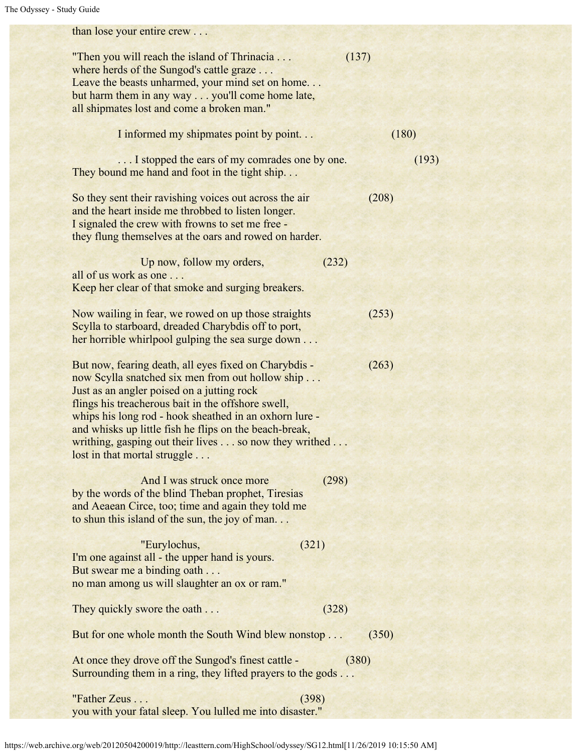than lose your entire crew . . .

"Then you will reach the island of Thrinacia . . . (137)
where herds of the Sungod's cattle graze . . .
Leave the beasts unharmed, your mind set on home. . .
but harm them in any way . . . you'll come home late,
all shipmates lost and come a broken man."

I informed my shipmates point by point. . . (180)

. . . I stopped the ears of my comrades one by one. (193)
They bound me hand and foot in the tight ship. . .

So they sent their ravishing voices out across the air (208)
and the heart inside me throbbed to listen longer.
I signaled the crew with frowns to set me free -
they flung themselves at the oars and rowed on harder.

Up now, follow my orders, (232)
all of us work as one . . .
Keep her clear of that smoke and surging breakers.

Now wailing in fear, we rowed on up those straights (253)
Scylla to starboard, dreaded Charybdis off to port,
her horrible whirlpool gulping the sea surge down . . .

But now, fearing death, all eyes fixed on Charybdis - (263)
now Scylla snatched six men from out hollow ship . . .
Just as an angler poised on a jutting rock
flings his treacherous bait in the offshore swell,
whips his long rod - hook sheathed in an oxhorn lure -
and whisks up little fish he flips on the beach-break,
writhing, gasping out their lives . . . so now they writhed . . .
lost in that mortal struggle . . .

And I was struck once more (298)
by the words of the blind Theban prophet, Tiresias
and Aeaean Circe, too; time and again they told me
to shun this island of the sun, the joy of man. . .

"Eurylochus, (321)
I'm one against all - the upper hand is yours.
But swear me a binding oath . . .
no man among us will slaughter an ox or ram."

They quickly swore the oath . . . (328)

But for one whole month the South Wind blew nonstop . . . (350)

At once they drove off the Sungod's finest cattle - (380)
Surrounding them in a ring, they lifted prayers to the gods . . .

"Father Zeus . . . (398)
you with your fatal sleep. You lulled me into disaster."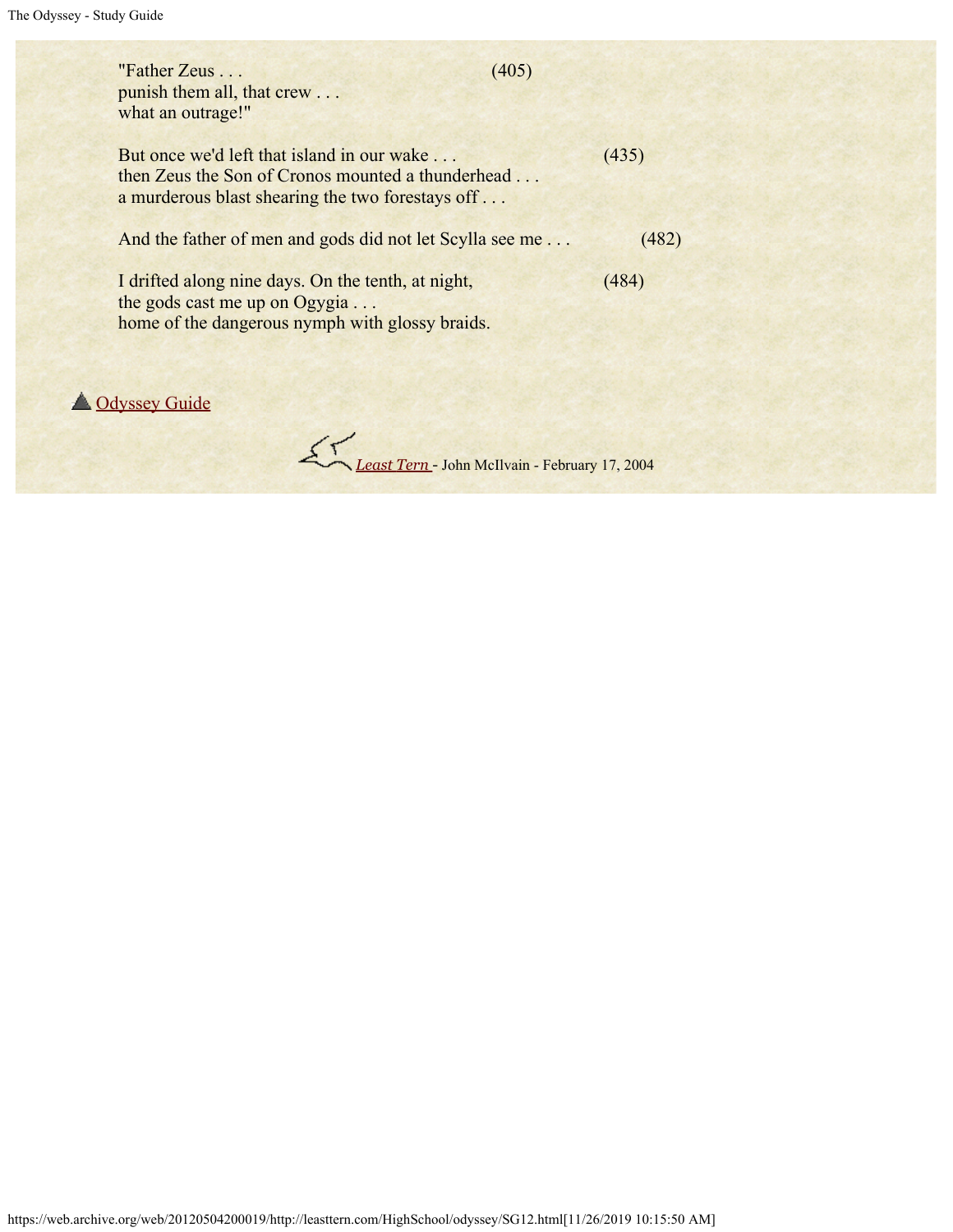"Father Zeus . . . (405)
punish them all, that crew . . .
what an outrage!"

But once we'd left that island in our wake . . . (435)
then Zeus the Son of Cronos mounted a thunderhead . . .
a murderous blast shearing the two forestays off . . .

And the father of men and gods did not let Scylla see me . . . (482)

I drifted along nine days. On the tenth, at night, (484)
the gods cast me up on Ogygia . . .
home of the dangerous nymph with glossy braids.

Odyssey Guide

*Least Tern* - John McIlvain - February 17, 2004